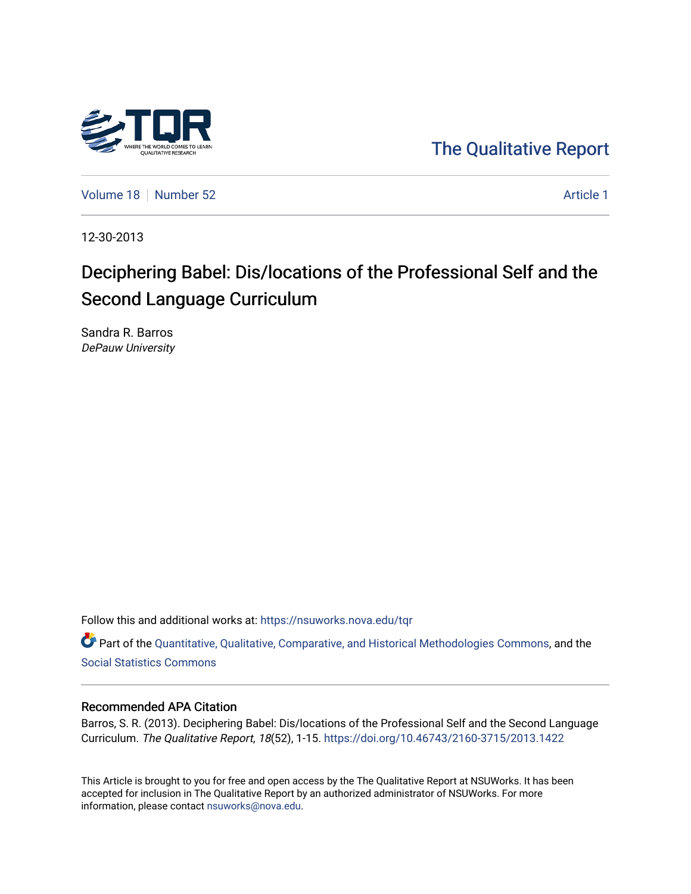The Qualitative Report

Volume 18 | Number 52 | Article 1

12-30-2013

# Deciphering Babel: Dis/locations of the Professional Self and the Second Language Curriculum

Sandra R. Barros
*DePauw University*

Follow this and additional works at: https://nsuworks.nova.edu/tqr

Part of the Quantitative, Qualitative, Comparative, and Historical Methodologies Commons, and the Social Statistics Commons

## Recommended APA Citation

Barros, S. R. (2013). Deciphering Babel: Dis/locations of the Professional Self and the Second Language Curriculum. *The Qualitative Report*, *18*(52), 1-15. https://doi.org/10.46743/2160-3715/2013.1422

This Article is brought to you for free and open access by the The Qualitative Report at NSUWorks. It has been accepted for inclusion in The Qualitative Report by an authorized administrator of NSUWorks. For more information, please contact nsuworks@nova.edu.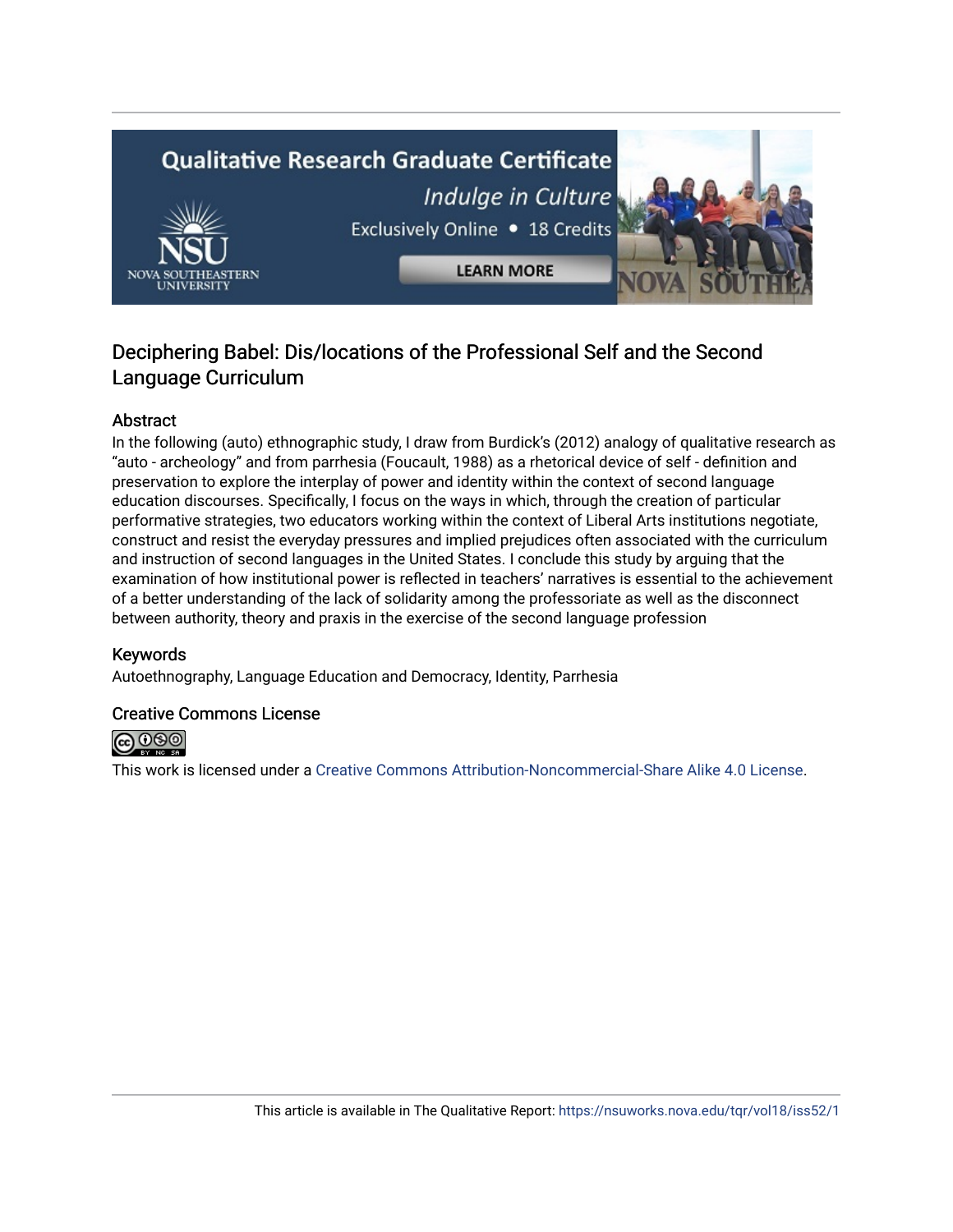# Deciphering Babel: Dis/locations of the Professional Self and the Second Language Curriculum

## Abstract

In the following (auto) ethnographic study, I draw from Burdick's (2012) analogy of qualitative research as "auto - archeology" and from parrhesia (Foucault, 1988) as a rhetorical device of self - definition and preservation to explore the interplay of power and identity within the context of second language education discourses. Specifically, I focus on the ways in which, through the creation of particular performative strategies, two educators working within the context of Liberal Arts institutions negotiate, construct and resist the everyday pressures and implied prejudices often associated with the curriculum and instruction of second languages in the United States. I conclude this study by arguing that the examination of how institutional power is reflected in teachers' narratives is essential to the achievement of a better understanding of the lack of solidarity among the professoriate as well as the disconnect between authority, theory and praxis in the exercise of the second language profession

## Keywords

Autoethnography, Language Education and Democracy, Identity, Parrhesia

## Creative Commons License

This work is licensed under a Creative Commons Attribution-Noncommercial-Share Alike 4.0 License.

This article is available in The Qualitative Report: https://nsuworks.nova.edu/tqr/vol18/iss52/1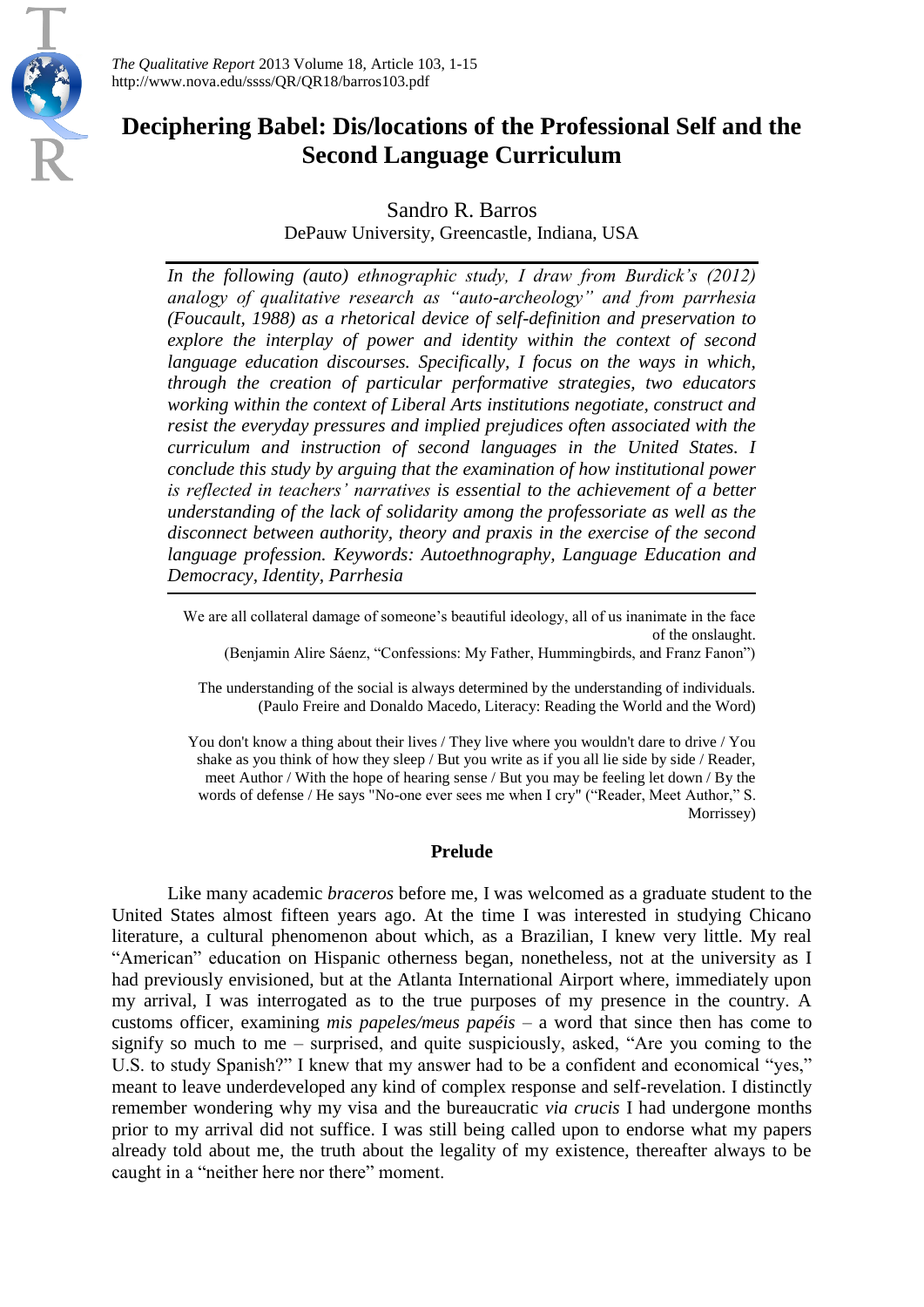# Deciphering Babel: Dis/locations of the Professional Self and the Second Language Curriculum

Sandro R. Barros
DePauw University, Greencastle, Indiana, USA

*In the following (auto) ethnographic study, I draw from Burdick's (2012) analogy of qualitative research as "auto-archeology" and from parrhesia (Foucault, 1988) as a rhetorical device of self-definition and preservation to explore the interplay of power and identity within the context of second language education discourses. Specifically, I focus on the ways in which, through the creation of particular performative strategies, two educators working within the context of Liberal Arts institutions negotiate, construct and resist the everyday pressures and implied prejudices often associated with the curriculum and instruction of second languages in the United States. I conclude this study by arguing that the examination of how institutional power is reflected in teachers' narratives is essential to the achievement of a better understanding of the lack of solidarity among the professoriate as well as the disconnect between authority, theory and praxis in the exercise of the second language profession. Keywords: Autoethnography, Language Education and Democracy, Identity, Parrhesia*

> We are all collateral damage of someone's beautiful ideology, all of us inanimate in the face of the onslaught.
> (Benjamin Alire Sáenz, "Confessions: My Father, Hummingbirds, and Franz Fanon")

> The understanding of the social is always determined by the understanding of individuals.
> (Paulo Freire and Donaldo Macedo, Literacy: Reading the World and the Word)

> You don't know a thing about their lives / They live where you wouldn't dare to drive / You shake as you think of how they sleep / But you write as if you all lie side by side / Reader, meet Author / With the hope of hearing sense / But you may be feeling let down / By the words of defense / He says "No-one ever sees me when I cry" ("Reader, Meet Author," S. Morrissey)

## Prelude

Like many academic *braceros* before me, I was welcomed as a graduate student to the United States almost fifteen years ago. At the time I was interested in studying Chicano literature, a cultural phenomenon about which, as a Brazilian, I knew very little. My real "American" education on Hispanic otherness began, nonetheless, not at the university as I had previously envisioned, but at the Atlanta International Airport where, immediately upon my arrival, I was interrogated as to the true purposes of my presence in the country. A customs officer, examining *mis papeles/meus papéis* – a word that since then has come to signify so much to me – surprised, and quite suspiciously, asked, "Are you coming to the U.S. to study Spanish?" I knew that my answer had to be a confident and economical "yes," meant to leave underdeveloped any kind of complex response and self-revelation. I distinctly remember wondering why my visa and the bureaucratic *via crucis* I had undergone months prior to my arrival did not suffice. I was still being called upon to endorse what my papers already told about me, the truth about the legality of my existence, thereafter always to be caught in a "neither here nor there" moment.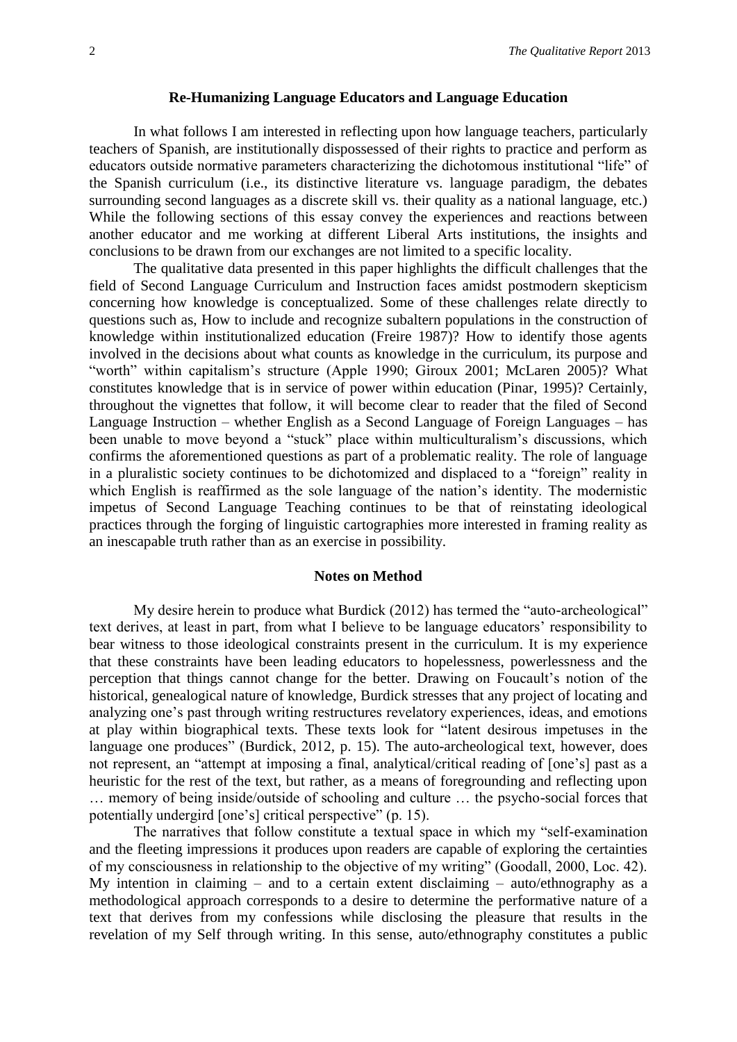## Re-Humanizing Language Educators and Language Education

In what follows I am interested in reflecting upon how language teachers, particularly teachers of Spanish, are institutionally dispossessed of their rights to practice and perform as educators outside normative parameters characterizing the dichotomous institutional "life" of the Spanish curriculum (i.e., its distinctive literature vs. language paradigm, the debates surrounding second languages as a discrete skill vs. their quality as a national language, etc.) While the following sections of this essay convey the experiences and reactions between another educator and me working at different Liberal Arts institutions, the insights and conclusions to be drawn from our exchanges are not limited to a specific locality.

The qualitative data presented in this paper highlights the difficult challenges that the field of Second Language Curriculum and Instruction faces amidst postmodern skepticism concerning how knowledge is conceptualized. Some of these challenges relate directly to questions such as, How to include and recognize subaltern populations in the construction of knowledge within institutionalized education (Freire 1987)? How to identify those agents involved in the decisions about what counts as knowledge in the curriculum, its purpose and "worth" within capitalism's structure (Apple 1990; Giroux 2001; McLaren 2005)? What constitutes knowledge that is in service of power within education (Pinar, 1995)? Certainly, throughout the vignettes that follow, it will become clear to reader that the filed of Second Language Instruction – whether English as a Second Language of Foreign Languages – has been unable to move beyond a "stuck" place within multiculturalism's discussions, which confirms the aforementioned questions as part of a problematic reality. The role of language in a pluralistic society continues to be dichotomized and displaced to a "foreign" reality in which English is reaffirmed as the sole language of the nation's identity. The modernistic impetus of Second Language Teaching continues to be that of reinstating ideological practices through the forging of linguistic cartographies more interested in framing reality as an inescapable truth rather than as an exercise in possibility.

## Notes on Method

My desire herein to produce what Burdick (2012) has termed the "auto-archeological" text derives, at least in part, from what I believe to be language educators' responsibility to bear witness to those ideological constraints present in the curriculum. It is my experience that these constraints have been leading educators to hopelessness, powerlessness and the perception that things cannot change for the better. Drawing on Foucault's notion of the historical, genealogical nature of knowledge, Burdick stresses that any project of locating and analyzing one's past through writing restructures revelatory experiences, ideas, and emotions at play within biographical texts. These texts look for "latent desirous impetuses in the language one produces" (Burdick, 2012, p. 15). The auto-archeological text, however, does not represent, an "attempt at imposing a final, analytical/critical reading of [one's] past as a heuristic for the rest of the text, but rather, as a means of foregrounding and reflecting upon … memory of being inside/outside of schooling and culture … the psycho-social forces that potentially undergird [one's] critical perspective" (p. 15).

The narratives that follow constitute a textual space in which my "self-examination and the fleeting impressions it produces upon readers are capable of exploring the certainties of my consciousness in relationship to the objective of my writing" (Goodall, 2000, Loc. 42). My intention in claiming – and to a certain extent disclaiming – auto/ethnography as a methodological approach corresponds to a desire to determine the performative nature of a text that derives from my confessions while disclosing the pleasure that results in the revelation of my Self through writing. In this sense, auto/ethnography constitutes a public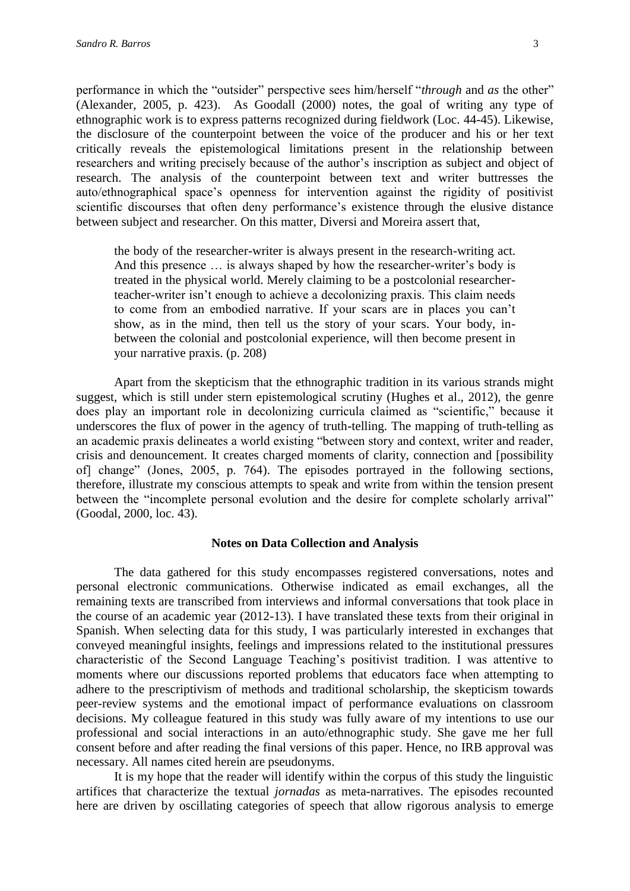performance in which the "outsider" perspective sees him/herself "*through* and *as* the other" (Alexander, 2005, p. 423). As Goodall (2000) notes, the goal of writing any type of ethnographic work is to express patterns recognized during fieldwork (Loc. 44-45). Likewise, the disclosure of the counterpoint between the voice of the producer and his or her text critically reveals the epistemological limitations present in the relationship between researchers and writing precisely because of the author's inscription as subject and object of research. The analysis of the counterpoint between text and writer buttresses the auto/ethnographical space's openness for intervention against the rigidity of positivist scientific discourses that often deny performance's existence through the elusive distance between subject and researcher. On this matter, Diversi and Moreira assert that,

> the body of the researcher-writer is always present in the research-writing act. And this presence … is always shaped by how the researcher-writer's body is treated in the physical world. Merely claiming to be a postcolonial researcher-teacher-writer isn't enough to achieve a decolonizing praxis. This claim needs to come from an embodied narrative. If your scars are in places you can't show, as in the mind, then tell us the story of your scars. Your body, in-between the colonial and postcolonial experience, will then become present in your narrative praxis. (p. 208)

Apart from the skepticism that the ethnographic tradition in its various strands might suggest, which is still under stern epistemological scrutiny (Hughes et al., 2012), the genre does play an important role in decolonizing curricula claimed as "scientific," because it underscores the flux of power in the agency of truth-telling. The mapping of truth-telling as an academic praxis delineates a world existing "between story and context, writer and reader, crisis and denouncement. It creates charged moments of clarity, connection and [possibility of] change" (Jones, 2005, p. 764). The episodes portrayed in the following sections, therefore, illustrate my conscious attempts to speak and write from within the tension present between the "incomplete personal evolution and the desire for complete scholarly arrival" (Goodal, 2000, loc. 43).

## Notes on Data Collection and Analysis

The data gathered for this study encompasses registered conversations, notes and personal electronic communications. Otherwise indicated as email exchanges, all the remaining texts are transcribed from interviews and informal conversations that took place in the course of an academic year (2012-13). I have translated these texts from their original in Spanish. When selecting data for this study, I was particularly interested in exchanges that conveyed meaningful insights, feelings and impressions related to the institutional pressures characteristic of the Second Language Teaching's positivist tradition. I was attentive to moments where our discussions reported problems that educators face when attempting to adhere to the prescriptivism of methods and traditional scholarship, the skepticism towards peer-review systems and the emotional impact of performance evaluations on classroom decisions. My colleague featured in this study was fully aware of my intentions to use our professional and social interactions in an auto/ethnographic study. She gave me her full consent before and after reading the final versions of this paper. Hence, no IRB approval was necessary. All names cited herein are pseudonyms.

It is my hope that the reader will identify within the corpus of this study the linguistic artifices that characterize the textual *jornadas* as meta-narratives. The episodes recounted here are driven by oscillating categories of speech that allow rigorous analysis to emerge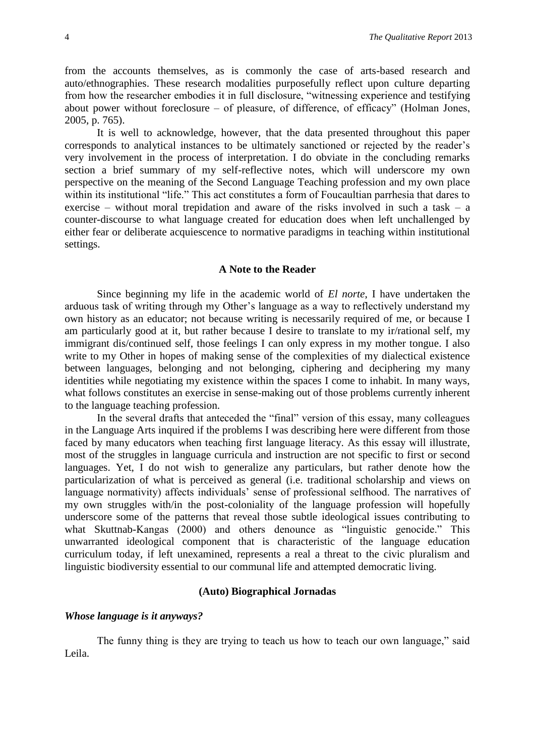from the accounts themselves, as is commonly the case of arts-based research and auto/ethnographies. These research modalities purposefully reflect upon culture departing from how the researcher embodies it in full disclosure, "witnessing experience and testifying about power without foreclosure – of pleasure, of difference, of efficacy" (Holman Jones, 2005, p. 765).

It is well to acknowledge, however, that the data presented throughout this paper corresponds to analytical instances to be ultimately sanctioned or rejected by the reader's very involvement in the process of interpretation. I do obviate in the concluding remarks section a brief summary of my self-reflective notes, which will underscore my own perspective on the meaning of the Second Language Teaching profession and my own place within its institutional "life." This act constitutes a form of Foucaultian parrhesia that dares to exercise – without moral trepidation and aware of the risks involved in such a task – a counter-discourse to what language created for education does when left unchallenged by either fear or deliberate acquiescence to normative paradigms in teaching within institutional settings.

## A Note to the Reader

Since beginning my life in the academic world of *El norte*, I have undertaken the arduous task of writing through my Other's language as a way to reflectively understand my own history as an educator; not because writing is necessarily required of me, or because I am particularly good at it, but rather because I desire to translate to my ir/rational self, my immigrant dis/continued self, those feelings I can only express in my mother tongue. I also write to my Other in hopes of making sense of the complexities of my dialectical existence between languages, belonging and not belonging, ciphering and deciphering my many identities while negotiating my existence within the spaces I come to inhabit. In many ways, what follows constitutes an exercise in sense-making out of those problems currently inherent to the language teaching profession.

In the several drafts that anteceded the "final" version of this essay, many colleagues in the Language Arts inquired if the problems I was describing here were different from those faced by many educators when teaching first language literacy. As this essay will illustrate, most of the struggles in language curricula and instruction are not specific to first or second languages. Yet, I do not wish to generalize any particulars, but rather denote how the particularization of what is perceived as general (i.e. traditional scholarship and views on language normativity) affects individuals' sense of professional selfhood. The narratives of my own struggles with/in the post-coloniality of the language profession will hopefully underscore some of the patterns that reveal those subtle ideological issues contributing to what Skuttnab-Kangas (2000) and others denounce as "linguistic genocide." This unwarranted ideological component that is characteristic of the language education curriculum today, if left unexamined, represents a real a threat to the civic pluralism and linguistic biodiversity essential to our communal life and attempted democratic living.

## (Auto) Biographical Jornadas

### *Whose language is it anyways?*

The funny thing is they are trying to teach us how to teach our own language," said Leila.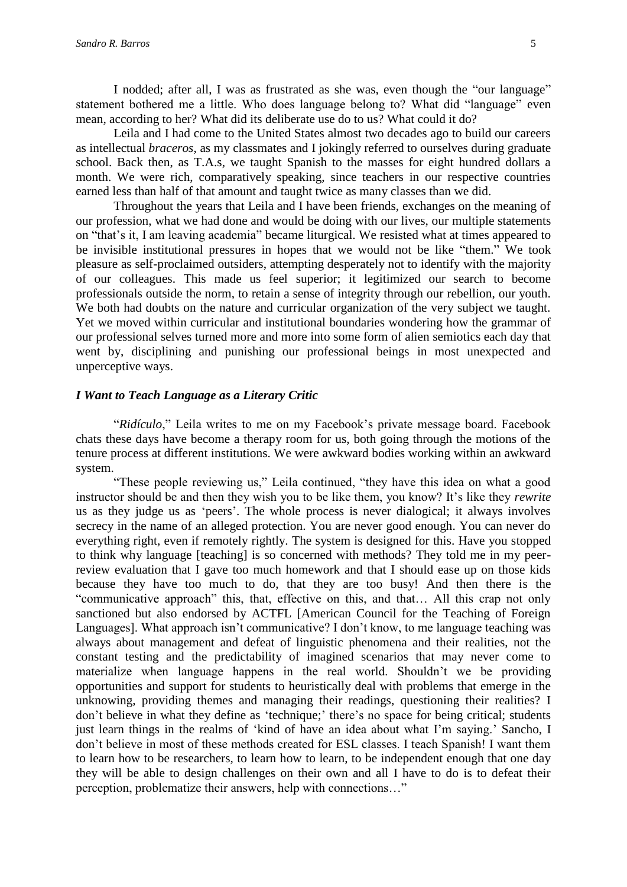I nodded; after all, I was as frustrated as she was, even though the "our language" statement bothered me a little. Who does language belong to? What did "language" even mean, according to her? What did its deliberate use do to us? What could it do?

Leila and I had come to the United States almost two decades ago to build our careers as intellectual *braceros*, as my classmates and I jokingly referred to ourselves during graduate school. Back then, as T.A.s, we taught Spanish to the masses for eight hundred dollars a month. We were rich, comparatively speaking, since teachers in our respective countries earned less than half of that amount and taught twice as many classes than we did.

Throughout the years that Leila and I have been friends, exchanges on the meaning of our profession, what we had done and would be doing with our lives, our multiple statements on "that's it, I am leaving academia" became liturgical. We resisted what at times appeared to be invisible institutional pressures in hopes that we would not be like "them." We took pleasure as self-proclaimed outsiders, attempting desperately not to identify with the majority of our colleagues. This made us feel superior; it legitimized our search to become professionals outside the norm, to retain a sense of integrity through our rebellion, our youth. We both had doubts on the nature and curricular organization of the very subject we taught. Yet we moved within curricular and institutional boundaries wondering how the grammar of our professional selves turned more and more into some form of alien semiotics each day that went by, disciplining and punishing our professional beings in most unexpected and unperceptive ways.

### *I Want to Teach Language as a Literary Critic*

"*Ridículo*," Leila writes to me on my Facebook's private message board. Facebook chats these days have become a therapy room for us, both going through the motions of the tenure process at different institutions. We were awkward bodies working within an awkward system.

"These people reviewing us," Leila continued, "they have this idea on what a good instructor should be and then they wish you to be like them, you know? It's like they *rewrite* us as they judge us as 'peers'. The whole process is never dialogical; it always involves secrecy in the name of an alleged protection. You are never good enough. You can never do everything right, even if remotely rightly. The system is designed for this. Have you stopped to think why language [teaching] is so concerned with methods? They told me in my peer-review evaluation that I gave too much homework and that I should ease up on those kids because they have too much to do, that they are too busy! And then there is the "communicative approach" this, that, effective on this, and that… All this crap not only sanctioned but also endorsed by ACTFL [American Council for the Teaching of Foreign Languages]. What approach isn't communicative? I don't know, to me language teaching was always about management and defeat of linguistic phenomena and their realities, not the constant testing and the predictability of imagined scenarios that may never come to materialize when language happens in the real world. Shouldn't we be providing opportunities and support for students to heuristically deal with problems that emerge in the unknowing, providing themes and managing their readings, questioning their realities? I don't believe in what they define as 'technique;' there's no space for being critical; students just learn things in the realms of 'kind of have an idea about what I'm saying.' Sancho, I don't believe in most of these methods created for ESL classes. I teach Spanish! I want them to learn how to be researchers, to learn how to learn, to be independent enough that one day they will be able to design challenges on their own and all I have to do is to defeat their perception, problematize their answers, help with connections…"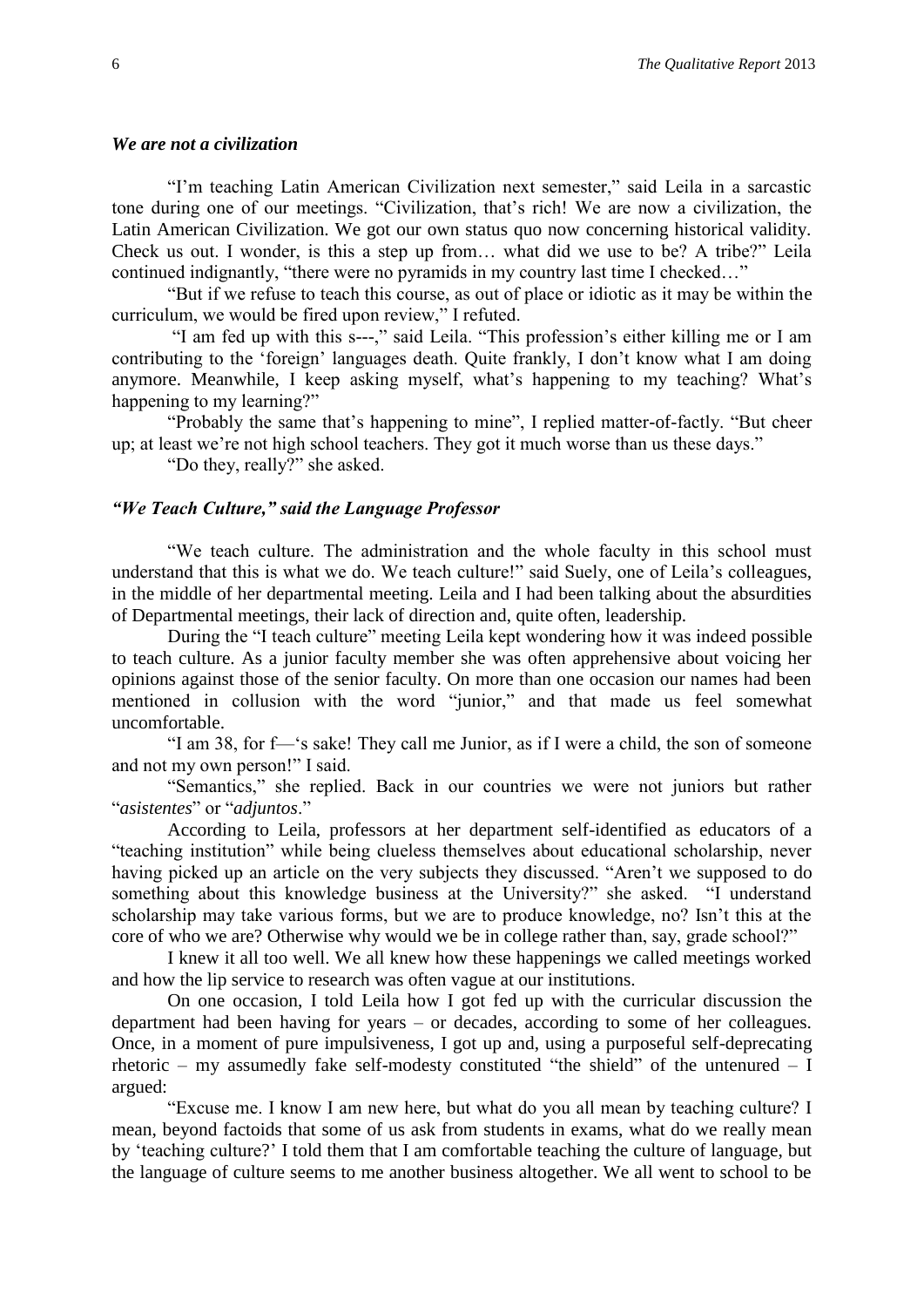### *We are not a civilization*

"I'm teaching Latin American Civilization next semester," said Leila in a sarcastic tone during one of our meetings. "Civilization, that's rich! We are now a civilization, the Latin American Civilization. We got our own status quo now concerning historical validity. Check us out. I wonder, is this a step up from… what did we use to be? A tribe?" Leila continued indignantly, "there were no pyramids in my country last time I checked…"

"But if we refuse to teach this course, as out of place or idiotic as it may be within the curriculum, we would be fired upon review," I refuted.

"I am fed up with this s---," said Leila. "This profession's either killing me or I am contributing to the 'foreign' languages death. Quite frankly, I don't know what I am doing anymore. Meanwhile, I keep asking myself, what's happening to my teaching? What's happening to my learning?"

"Probably the same that's happening to mine", I replied matter-of-factly. "But cheer up; at least we're not high school teachers. They got it much worse than us these days."

"Do they, really?" she asked.

### *"We Teach Culture," said the Language Professor*

"We teach culture. The administration and the whole faculty in this school must understand that this is what we do. We teach culture!" said Suely, one of Leila's colleagues, in the middle of her departmental meeting. Leila and I had been talking about the absurdities of Departmental meetings, their lack of direction and, quite often, leadership.

During the "I teach culture" meeting Leila kept wondering how it was indeed possible to teach culture. As a junior faculty member she was often apprehensive about voicing her opinions against those of the senior faculty. On more than one occasion our names had been mentioned in collusion with the word "junior," and that made us feel somewhat uncomfortable.

"I am 38, for f—'s sake! They call me Junior, as if I were a child, the son of someone and not my own person!" I said.

"Semantics," she replied. Back in our countries we were not juniors but rather "*asistentes*" or "*adjuntos*."

According to Leila, professors at her department self-identified as educators of a "teaching institution" while being clueless themselves about educational scholarship, never having picked up an article on the very subjects they discussed. "Aren't we supposed to do something about this knowledge business at the University?" she asked. "I understand scholarship may take various forms, but we are to produce knowledge, no? Isn't this at the core of who we are? Otherwise why would we be in college rather than, say, grade school?"

I knew it all too well. We all knew how these happenings we called meetings worked and how the lip service to research was often vague at our institutions.

On one occasion, I told Leila how I got fed up with the curricular discussion the department had been having for years – or decades, according to some of her colleagues. Once, in a moment of pure impulsiveness, I got up and, using a purposeful self-deprecating rhetoric – my assumedly fake self-modesty constituted "the shield" of the untenured – I argued:

"Excuse me. I know I am new here, but what do you all mean by teaching culture? I mean, beyond factoids that some of us ask from students in exams, what do we really mean by 'teaching culture?' I told them that I am comfortable teaching the culture of language, but the language of culture seems to me another business altogether. We all went to school to be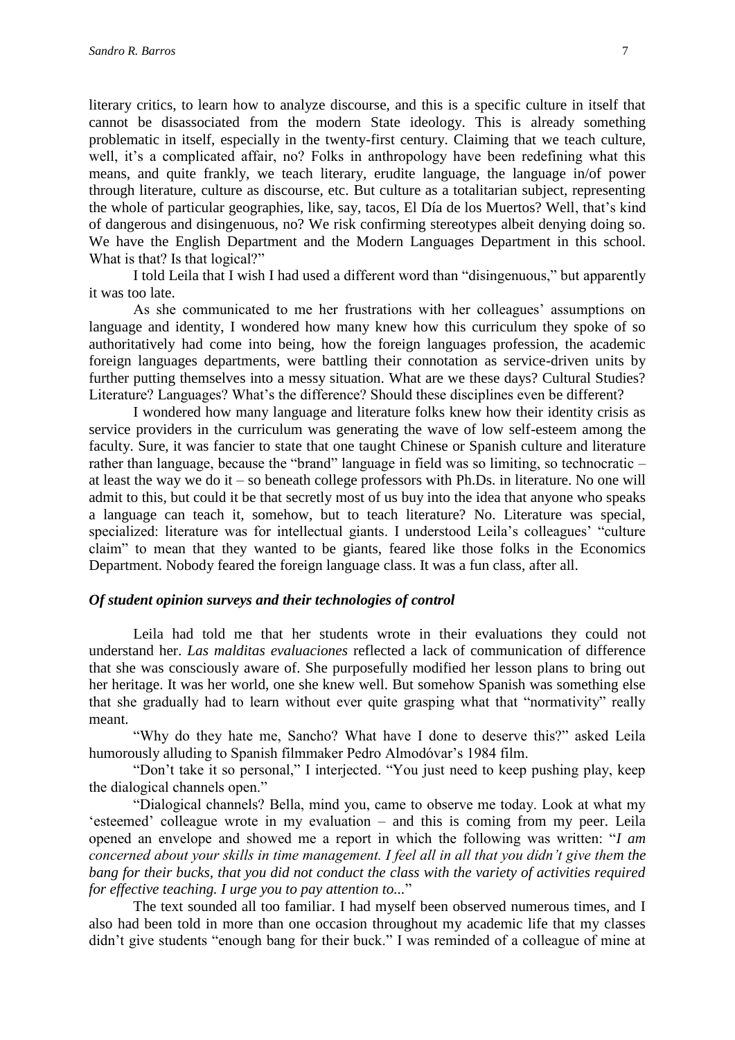literary critics, to learn how to analyze discourse, and this is a specific culture in itself that cannot be disassociated from the modern State ideology. This is already something problematic in itself, especially in the twenty-first century. Claiming that we teach culture, well, it's a complicated affair, no? Folks in anthropology have been redefining what this means, and quite frankly, we teach literary, erudite language, the language in/of power through literature, culture as discourse, etc. But culture as a totalitarian subject, representing the whole of particular geographies, like, say, tacos, El Día de los Muertos? Well, that's kind of dangerous and disingenuous, no? We risk confirming stereotypes albeit denying doing so. We have the English Department and the Modern Languages Department in this school. What is that? Is that logical?"

I told Leila that I wish I had used a different word than "disingenuous," but apparently it was too late.

As she communicated to me her frustrations with her colleagues' assumptions on language and identity, I wondered how many knew how this curriculum they spoke of so authoritatively had come into being, how the foreign languages profession, the academic foreign languages departments, were battling their connotation as service-driven units by further putting themselves into a messy situation. What are we these days? Cultural Studies? Literature? Languages? What's the difference? Should these disciplines even be different?

I wondered how many language and literature folks knew how their identity crisis as service providers in the curriculum was generating the wave of low self-esteem among the faculty. Sure, it was fancier to state that one taught Chinese or Spanish culture and literature rather than language, because the "brand" language in field was so limiting, so technocratic – at least the way we do it – so beneath college professors with Ph.Ds. in literature. No one will admit to this, but could it be that secretly most of us buy into the idea that anyone who speaks a language can teach it, somehow, but to teach literature? No. Literature was special, specialized: literature was for intellectual giants. I understood Leila's colleagues' "culture claim" to mean that they wanted to be giants, feared like those folks in the Economics Department. Nobody feared the foreign language class. It was a fun class, after all.

### *Of student opinion surveys and their technologies of control*

Leila had told me that her students wrote in their evaluations they could not understand her. *Las malditas evaluaciones* reflected a lack of communication of difference that she was consciously aware of. She purposefully modified her lesson plans to bring out her heritage. It was her world, one she knew well. But somehow Spanish was something else that she gradually had to learn without ever quite grasping what that "normativity" really meant.

"Why do they hate me, Sancho? What have I done to deserve this?" asked Leila humorously alluding to Spanish filmmaker Pedro Almodóvar's 1984 film.

"Don't take it so personal," I interjected. "You just need to keep pushing play, keep the dialogical channels open."

"Dialogical channels? Bella, mind you, came to observe me today. Look at what my 'esteemed' colleague wrote in my evaluation – and this is coming from my peer. Leila opened an envelope and showed me a report in which the following was written: "*I am concerned about your skills in time management. I feel all in all that you didn't give them the bang for their bucks, that you did not conduct the class with the variety of activities required for effective teaching. I urge you to pay attention to...*"

The text sounded all too familiar. I had myself been observed numerous times, and I also had been told in more than one occasion throughout my academic life that my classes didn't give students "enough bang for their buck." I was reminded of a colleague of mine at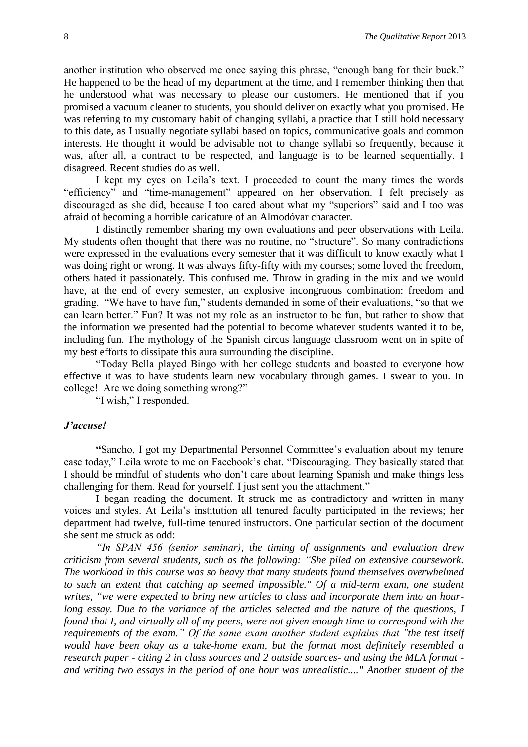another institution who observed me once saying this phrase, "enough bang for their buck." He happened to be the head of my department at the time, and I remember thinking then that he understood what was necessary to please our customers. He mentioned that if you promised a vacuum cleaner to students, you should deliver on exactly what you promised. He was referring to my customary habit of changing syllabi, a practice that I still hold necessary to this date, as I usually negotiate syllabi based on topics, communicative goals and common interests. He thought it would be advisable not to change syllabi so frequently, because it was, after all, a contract to be respected, and language is to be learned sequentially. I disagreed. Recent studies do as well.

I kept my eyes on Leila's text. I proceeded to count the many times the words "efficiency" and "time-management" appeared on her observation. I felt precisely as discouraged as she did, because I too cared about what my "superiors" said and I too was afraid of becoming a horrible caricature of an Almodóvar character.

I distinctly remember sharing my own evaluations and peer observations with Leila. My students often thought that there was no routine, no "structure". So many contradictions were expressed in the evaluations every semester that it was difficult to know exactly what I was doing right or wrong. It was always fifty-fifty with my courses; some loved the freedom, others hated it passionately. This confused me. Throw in grading in the mix and we would have, at the end of every semester, an explosive incongruous combination: freedom and grading. "We have to have fun," students demanded in some of their evaluations, "so that we can learn better." Fun? It was not my role as an instructor to be fun, but rather to show that the information we presented had the potential to become whatever students wanted it to be, including fun. The mythology of the Spanish circus language classroom went on in spite of my best efforts to dissipate this aura surrounding the discipline.

"Today Bella played Bingo with her college students and boasted to everyone how effective it was to have students learn new vocabulary through games. I swear to you. In college! Are we doing something wrong?"

"I wish," I responded.

### *J'accuse!*

**"**Sancho, I got my Departmental Personnel Committee's evaluation about my tenure case today," Leila wrote to me on Facebook's chat. "Discouraging. They basically stated that I should be mindful of students who don't care about learning Spanish and make things less challenging for them. Read for yourself. I just sent you the attachment."

I began reading the document. It struck me as contradictory and written in many voices and styles. At Leila's institution all tenured faculty participated in the reviews; her department had twelve, full-time tenured instructors. One particular section of the document she sent me struck as odd:

*"In SPAN 456 (senior seminar), the timing of assignments and evaluation drew criticism from several students, such as the following: "She piled on extensive coursework. The workload in this course was so heavy that many students found themselves overwhelmed to such an extent that catching up seemed impossible." Of a mid-term exam, one student writes, "we were expected to bring new articles to class and incorporate them into an hour-long essay. Due to the variance of the articles selected and the nature of the questions, I found that I, and virtually all of my peers, were not given enough time to correspond with the requirements of the exam." Of the same exam another student explains that "the test itself would have been okay as a take-home exam, but the format most definitely resembled a research paper - citing 2 in class sources and 2 outside sources- and using the MLA format - and writing two essays in the period of one hour was unrealistic...." Another student of the*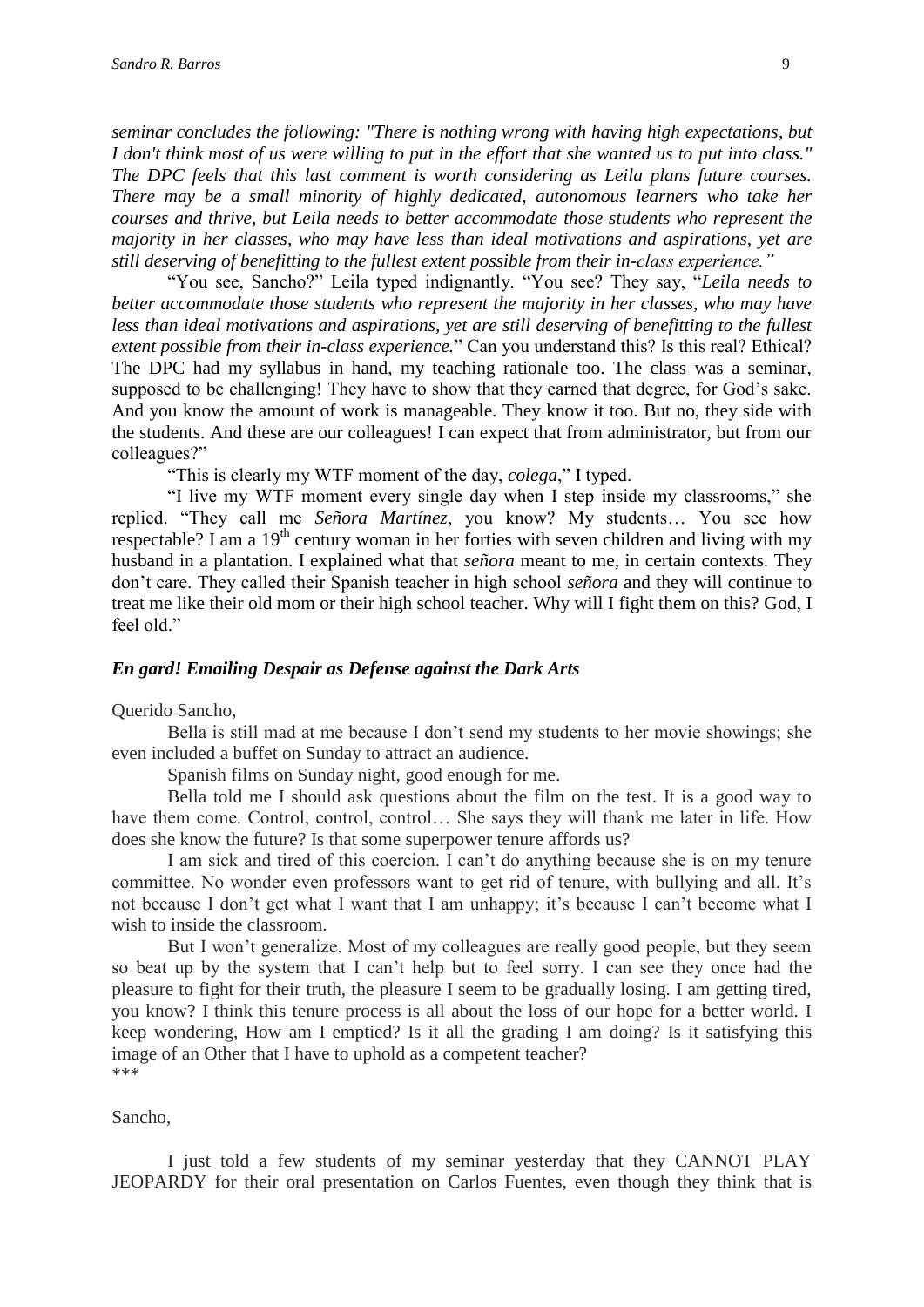*seminar concludes the following: "There is nothing wrong with having high expectations, but I don't think most of us were willing to put in the effort that she wanted us to put into class." The DPC feels that this last comment is worth considering as Leila plans future courses. There may be a small minority of highly dedicated, autonomous learners who take her courses and thrive, but Leila needs to better accommodate those students who represent the majority in her classes, who may have less than ideal motivations and aspirations, yet are still deserving of benefitting to the fullest extent possible from their in-class experience."*

"You see, Sancho?" Leila typed indignantly. "You see? They say, "*Leila needs to better accommodate those students who represent the majority in her classes, who may have less than ideal motivations and aspirations, yet are still deserving of benefitting to the fullest extent possible from their in-class experience.*" Can you understand this? Is this real? Ethical? The DPC had my syllabus in hand, my teaching rationale too. The class was a seminar, supposed to be challenging! They have to show that they earned that degree, for God's sake. And you know the amount of work is manageable. They know it too. But no, they side with the students. And these are our colleagues! I can expect that from administrator, but from our colleagues?"

"This is clearly my WTF moment of the day, *colega*," I typed.

"I live my WTF moment every single day when I step inside my classrooms," she replied. "They call me *Señora Martínez*, you know? My students… You see how respectable? I am a 19th century woman in her forties with seven children and living with my husband in a plantation. I explained what that *señora* meant to me, in certain contexts. They don't care. They called their Spanish teacher in high school *señora* and they will continue to treat me like their old mom or their high school teacher. Why will I fight them on this? God, I feel old."

### *En gard! Emailing Despair as Defense against the Dark Arts*

Querido Sancho,

Bella is still mad at me because I don't send my students to her movie showings; she even included a buffet on Sunday to attract an audience.

Spanish films on Sunday night, good enough for me.

Bella told me I should ask questions about the film on the test. It is a good way to have them come. Control, control, control… She says they will thank me later in life. How does she know the future? Is that some superpower tenure affords us?

I am sick and tired of this coercion. I can't do anything because she is on my tenure committee. No wonder even professors want to get rid of tenure, with bullying and all. It's not because I don't get what I want that I am unhappy; it's because I can't become what I wish to inside the classroom.

But I won't generalize. Most of my colleagues are really good people, but they seem so beat up by the system that I can't help but to feel sorry. I can see they once had the pleasure to fight for their truth, the pleasure I seem to be gradually losing. I am getting tired, you know? I think this tenure process is all about the loss of our hope for a better world. I keep wondering, How am I emptied? Is it all the grading I am doing? Is it satisfying this image of an Other that I have to uphold as a competent teacher?

***

Sancho,

I just told a few students of my seminar yesterday that they CANNOT PLAY JEOPARDY for their oral presentation on Carlos Fuentes, even though they think that is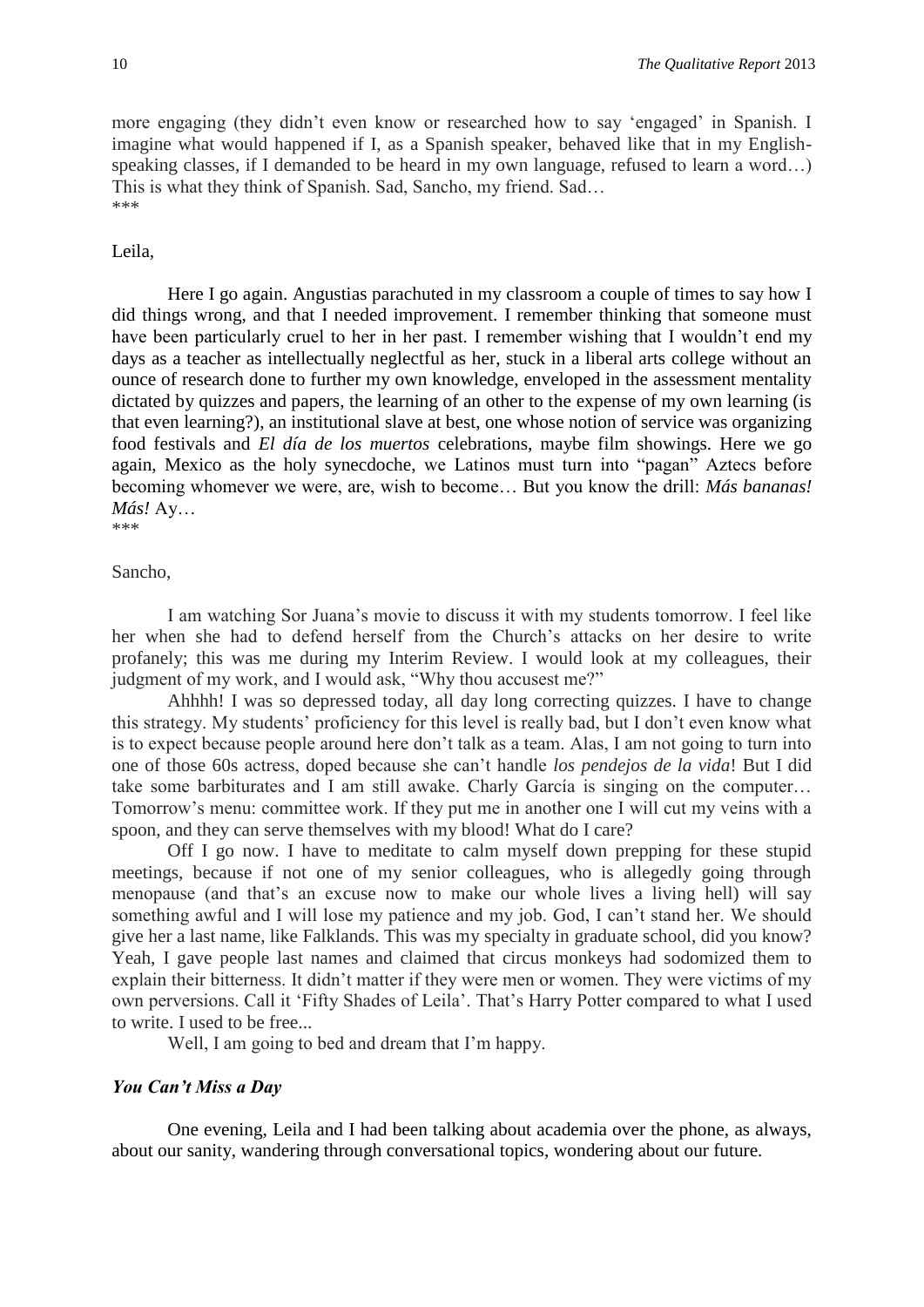more engaging (they didn't even know or researched how to say 'engaged' in Spanish. I imagine what would happened if I, as a Spanish speaker, behaved like that in my English-speaking classes, if I demanded to be heard in my own language, refused to learn a word…) This is what they think of Spanish. Sad, Sancho, my friend. Sad…

***

Leila,

Here I go again. Angustias parachuted in my classroom a couple of times to say how I did things wrong, and that I needed improvement. I remember thinking that someone must have been particularly cruel to her in her past. I remember wishing that I wouldn't end my days as a teacher as intellectually neglectful as her, stuck in a liberal arts college without an ounce of research done to further my own knowledge, enveloped in the assessment mentality dictated by quizzes and papers, the learning of an other to the expense of my own learning (is that even learning?), an institutional slave at best, one whose notion of service was organizing food festivals and *El día de los muertos* celebrations, maybe film showings. Here we go again, Mexico as the holy synecdoche, we Latinos must turn into "pagan" Aztecs before becoming whomever we were, are, wish to become… But you know the drill: *Más bananas! Más!* Ay…

***

Sancho,

I am watching Sor Juana's movie to discuss it with my students tomorrow. I feel like her when she had to defend herself from the Church's attacks on her desire to write profanely; this was me during my Interim Review. I would look at my colleagues, their judgment of my work, and I would ask, "Why thou accusest me?"

Ahhhh! I was so depressed today, all day long correcting quizzes. I have to change this strategy. My students' proficiency for this level is really bad, but I don't even know what is to expect because people around here don't talk as a team. Alas, I am not going to turn into one of those 60s actress, doped because she can't handle *los pendejos de la vida*! But I did take some barbiturates and I am still awake. Charly García is singing on the computer… Tomorrow's menu: committee work. If they put me in another one I will cut my veins with a spoon, and they can serve themselves with my blood! What do I care?

Off I go now. I have to meditate to calm myself down prepping for these stupid meetings, because if not one of my senior colleagues, who is allegedly going through menopause (and that's an excuse now to make our whole lives a living hell) will say something awful and I will lose my patience and my job. God, I can't stand her. We should give her a last name, like Falklands. This was my specialty in graduate school, did you know? Yeah, I gave people last names and claimed that circus monkeys had sodomized them to explain their bitterness. It didn't matter if they were men or women. They were victims of my own perversions. Call it 'Fifty Shades of Leila'. That's Harry Potter compared to what I used to write. I used to be free...

Well, I am going to bed and dream that I'm happy.

### *You Can't Miss a Day*

One evening, Leila and I had been talking about academia over the phone, as always, about our sanity, wandering through conversational topics, wondering about our future.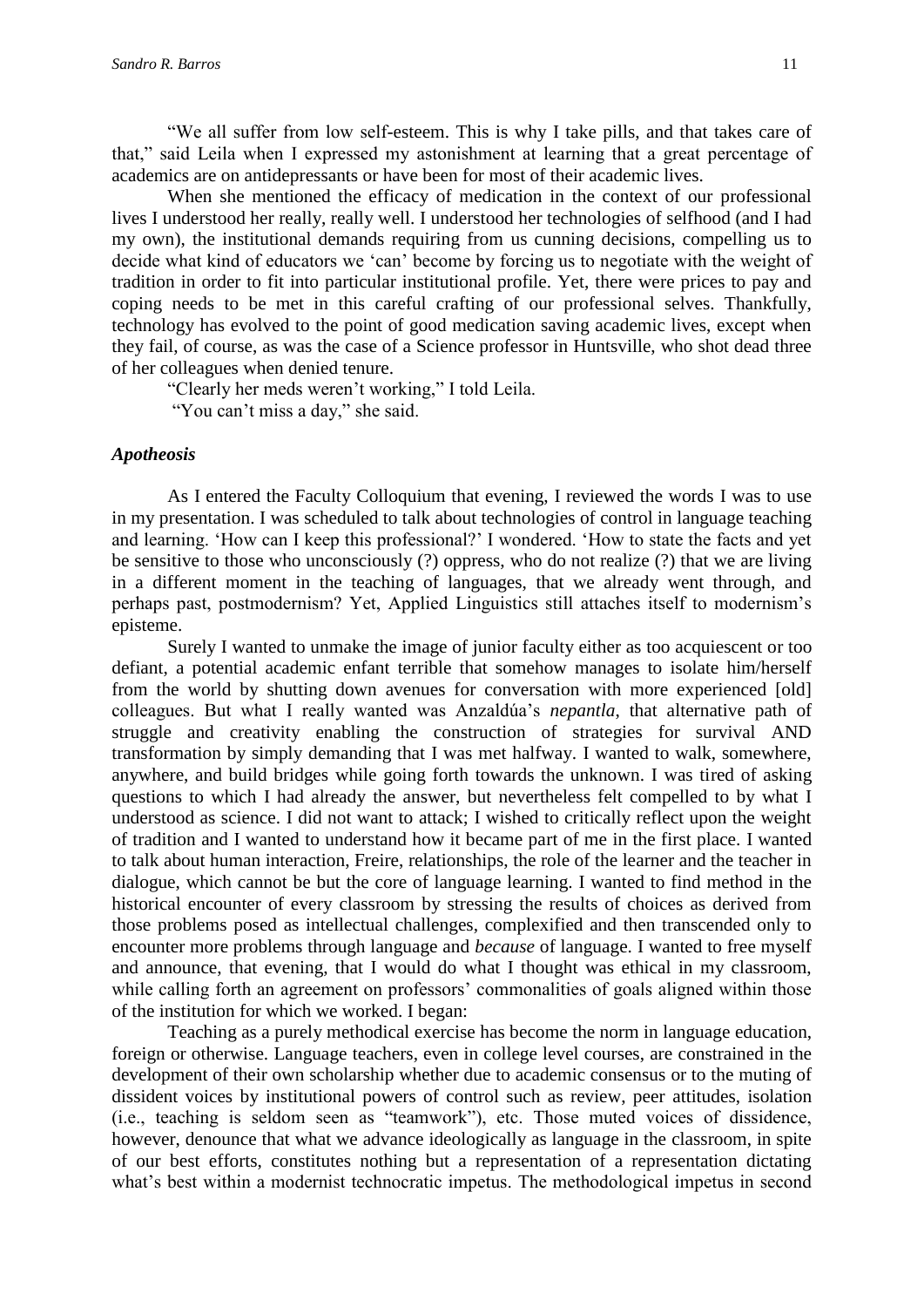"We all suffer from low self-esteem. This is why I take pills, and that takes care of that," said Leila when I expressed my astonishment at learning that a great percentage of academics are on antidepressants or have been for most of their academic lives.

When she mentioned the efficacy of medication in the context of our professional lives I understood her really, really well. I understood her technologies of selfhood (and I had my own), the institutional demands requiring from us cunning decisions, compelling us to decide what kind of educators we 'can' become by forcing us to negotiate with the weight of tradition in order to fit into particular institutional profile. Yet, there were prices to pay and coping needs to be met in this careful crafting of our professional selves. Thankfully, technology has evolved to the point of good medication saving academic lives, except when they fail, of course, as was the case of a Science professor in Huntsville, who shot dead three of her colleagues when denied tenure.

"Clearly her meds weren't working," I told Leila.

"You can't miss a day," she said.

### *Apotheosis*

As I entered the Faculty Colloquium that evening, I reviewed the words I was to use in my presentation. I was scheduled to talk about technologies of control in language teaching and learning. 'How can I keep this professional?' I wondered. 'How to state the facts and yet be sensitive to those who unconsciously (?) oppress, who do not realize (?) that we are living in a different moment in the teaching of languages, that we already went through, and perhaps past, postmodernism? Yet, Applied Linguistics still attaches itself to modernism's episteme.

Surely I wanted to unmake the image of junior faculty either as too acquiescent or too defiant, a potential academic enfant terrible that somehow manages to isolate him/herself from the world by shutting down avenues for conversation with more experienced [old] colleagues. But what I really wanted was Anzaldúa's *nepantla*, that alternative path of struggle and creativity enabling the construction of strategies for survival AND transformation by simply demanding that I was met halfway. I wanted to walk, somewhere, anywhere, and build bridges while going forth towards the unknown. I was tired of asking questions to which I had already the answer, but nevertheless felt compelled to by what I understood as science. I did not want to attack; I wished to critically reflect upon the weight of tradition and I wanted to understand how it became part of me in the first place. I wanted to talk about human interaction, Freire, relationships, the role of the learner and the teacher in dialogue, which cannot be but the core of language learning. I wanted to find method in the historical encounter of every classroom by stressing the results of choices as derived from those problems posed as intellectual challenges, complexified and then transcended only to encounter more problems through language and *because* of language. I wanted to free myself and announce, that evening, that I would do what I thought was ethical in my classroom, while calling forth an agreement on professors' commonalities of goals aligned within those of the institution for which we worked. I began:

Teaching as a purely methodical exercise has become the norm in language education, foreign or otherwise. Language teachers, even in college level courses, are constrained in the development of their own scholarship whether due to academic consensus or to the muting of dissident voices by institutional powers of control such as review, peer attitudes, isolation (i.e., teaching is seldom seen as "teamwork"), etc. Those muted voices of dissidence, however, denounce that what we advance ideologically as language in the classroom, in spite of our best efforts, constitutes nothing but a representation of a representation dictating what's best within a modernist technocratic impetus. The methodological impetus in second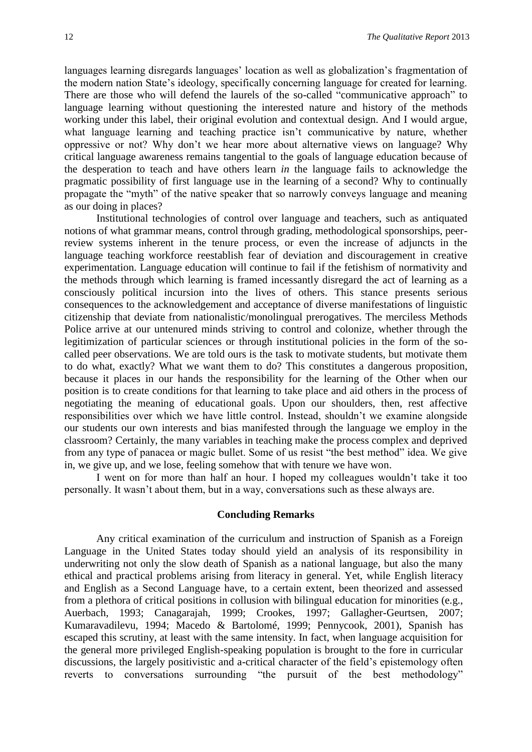languages learning disregards languages' location as well as globalization's fragmentation of the modern nation State's ideology, specifically concerning language for created for learning. There are those who will defend the laurels of the so-called "communicative approach" to language learning without questioning the interested nature and history of the methods working under this label, their original evolution and contextual design. And I would argue, what language learning and teaching practice isn't communicative by nature, whether oppressive or not? Why don't we hear more about alternative views on language? Why critical language awareness remains tangential to the goals of language education because of the desperation to teach and have others learn *in* the language fails to acknowledge the pragmatic possibility of first language use in the learning of a second? Why to continually propagate the "myth" of the native speaker that so narrowly conveys language and meaning as our doing in places?

Institutional technologies of control over language and teachers, such as antiquated notions of what grammar means, control through grading, methodological sponsorships, peer-review systems inherent in the tenure process, or even the increase of adjuncts in the language teaching workforce reestablish fear of deviation and discouragement in creative experimentation. Language education will continue to fail if the fetishism of normativity and the methods through which learning is framed incessantly disregard the act of learning as a consciously political incursion into the lives of others. This stance presents serious consequences to the acknowledgement and acceptance of diverse manifestations of linguistic citizenship that deviate from nationalistic/monolingual prerogatives. The merciless Methods Police arrive at our untenured minds striving to control and colonize, whether through the legitimization of particular sciences or through institutional policies in the form of the so-called peer observations. We are told ours is the task to motivate students, but motivate them to do what, exactly? What we want them to do? This constitutes a dangerous proposition, because it places in our hands the responsibility for the learning of the Other when our position is to create conditions for that learning to take place and aid others in the process of negotiating the meaning of educational goals. Upon our shoulders, then, rest affective responsibilities over which we have little control. Instead, shouldn't we examine alongside our students our own interests and bias manifested through the language we employ in the classroom? Certainly, the many variables in teaching make the process complex and deprived from any type of panacea or magic bullet. Some of us resist "the best method" idea. We give in, we give up, and we lose, feeling somehow that with tenure we have won.

I went on for more than half an hour. I hoped my colleagues wouldn't take it too personally. It wasn't about them, but in a way, conversations such as these always are.

## Concluding Remarks

Any critical examination of the curriculum and instruction of Spanish as a Foreign Language in the United States today should yield an analysis of its responsibility in underwriting not only the slow death of Spanish as a national language, but also the many ethical and practical problems arising from literacy in general. Yet, while English literacy and English as a Second Language have, to a certain extent, been theorized and assessed from a plethora of critical positions in collusion with bilingual education for minorities (e.g., Auerbach, 1993; Canagarajah, 1999; Crookes, 1997; Gallagher-Geurtsen, 2007; Kumaravadilevu, 1994; Macedo & Bartolomé, 1999; Pennycook, 2001), Spanish has escaped this scrutiny, at least with the same intensity. In fact, when language acquisition for the general more privileged English-speaking population is brought to the fore in curricular discussions, the largely positivistic and a-critical character of the field's epistemology often reverts to conversations surrounding "the pursuit of the best methodology"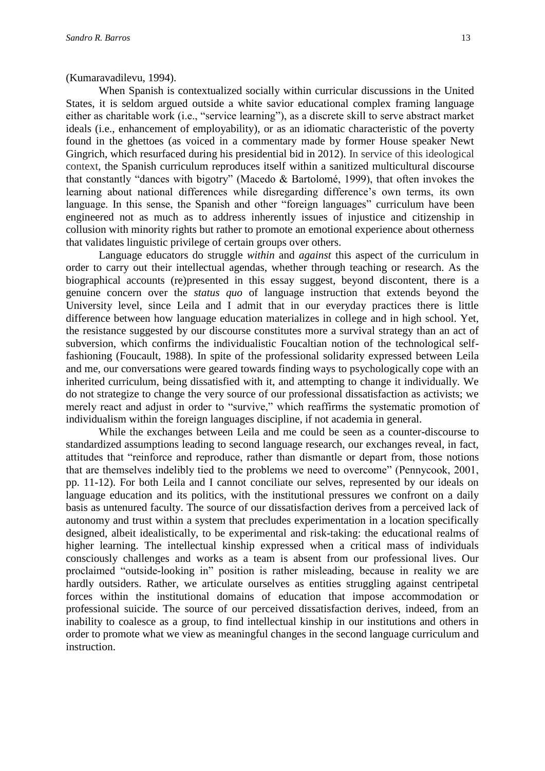(Kumaravadilevu, 1994).

When Spanish is contextualized socially within curricular discussions in the United States, it is seldom argued outside a white savior educational complex framing language either as charitable work (i.e., "service learning"), as a discrete skill to serve abstract market ideals (i.e., enhancement of employability), or as an idiomatic characteristic of the poverty found in the ghettoes (as voiced in a commentary made by former House speaker Newt Gingrich, which resurfaced during his presidential bid in 2012). In service of this ideological context, the Spanish curriculum reproduces itself within a sanitized multicultural discourse that constantly "dances with bigotry" (Macedo & Bartolomé, 1999), that often invokes the learning about national differences while disregarding difference's own terms, its own language. In this sense, the Spanish and other "foreign languages" curriculum have been engineered not as much as to address inherently issues of injustice and citizenship in collusion with minority rights but rather to promote an emotional experience about otherness that validates linguistic privilege of certain groups over others.

Language educators do struggle *within* and *against* this aspect of the curriculum in order to carry out their intellectual agendas, whether through teaching or research. As the biographical accounts (re)presented in this essay suggest, beyond discontent, there is a genuine concern over the *status quo* of language instruction that extends beyond the University level, since Leila and I admit that in our everyday practices there is little difference between how language education materializes in college and in high school. Yet, the resistance suggested by our discourse constitutes more a survival strategy than an act of subversion, which confirms the individualistic Foucaltian notion of the technological self-fashioning (Foucault, 1988). In spite of the professional solidarity expressed between Leila and me, our conversations were geared towards finding ways to psychologically cope with an inherited curriculum, being dissatisfied with it, and attempting to change it individually. We do not strategize to change the very source of our professional dissatisfaction as activists; we merely react and adjust in order to "survive," which reaffirms the systematic promotion of individualism within the foreign languages discipline, if not academia in general.

While the exchanges between Leila and me could be seen as a counter-discourse to standardized assumptions leading to second language research, our exchanges reveal, in fact, attitudes that "reinforce and reproduce, rather than dismantle or depart from, those notions that are themselves indelibly tied to the problems we need to overcome" (Pennycook, 2001, pp. 11-12). For both Leila and I cannot conciliate our selves, represented by our ideals on language education and its politics, with the institutional pressures we confront on a daily basis as untenured faculty. The source of our dissatisfaction derives from a perceived lack of autonomy and trust within a system that precludes experimentation in a location specifically designed, albeit idealistically, to be experimental and risk-taking: the educational realms of higher learning. The intellectual kinship expressed when a critical mass of individuals consciously challenges and works as a team is absent from our professional lives. Our proclaimed "outside-looking in" position is rather misleading, because in reality we are hardly outsiders. Rather, we articulate ourselves as entities struggling against centripetal forces within the institutional domains of education that impose accommodation or professional suicide. The source of our perceived dissatisfaction derives, indeed, from an inability to coalesce as a group, to find intellectual kinship in our institutions and others in order to promote what we view as meaningful changes in the second language curriculum and instruction.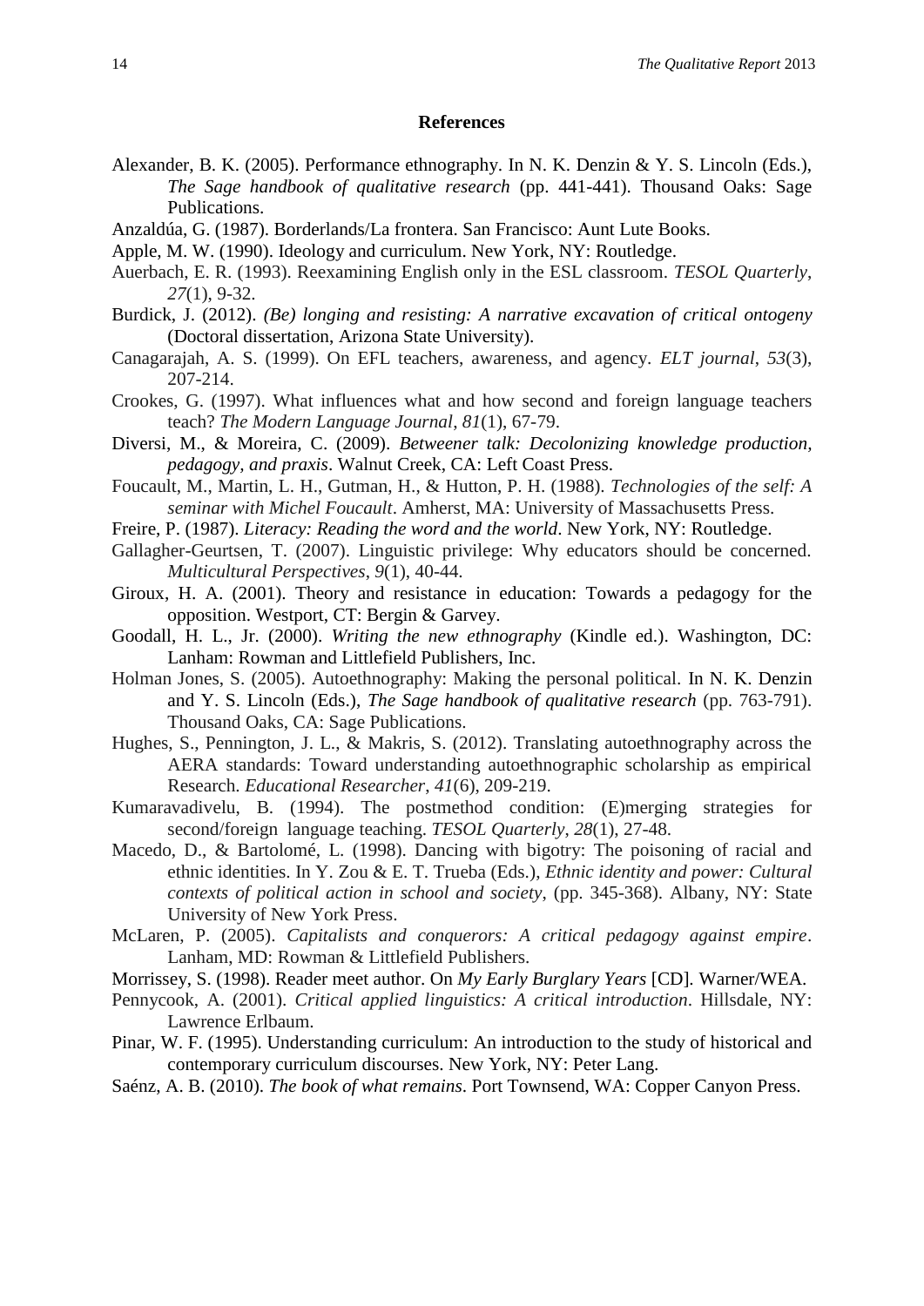## References

Alexander, B. K. (2005). Performance ethnography. In N. K. Denzin & Y. S. Lincoln (Eds.), *The Sage handbook of qualitative research* (pp. 441-441). Thousand Oaks: Sage Publications.

Anzaldúa, G. (1987). Borderlands/La frontera. San Francisco: Aunt Lute Books.

Apple, M. W. (1990). Ideology and curriculum. New York, NY: Routledge.

Auerbach, E. R. (1993). Reexamining English only in the ESL classroom. *TESOL Quarterly*, *27*(1), 9-32.

Burdick, J. (2012). *(Be) longing and resisting: A narrative excavation of critical ontogeny* (Doctoral dissertation, Arizona State University).

Canagarajah, A. S. (1999). On EFL teachers, awareness, and agency. *ELT journal*, *53*(3), 207-214.

Crookes, G. (1997). What influences what and how second and foreign language teachers teach? *The Modern Language Journal*, *81*(1), 67-79.

Diversi, M., & Moreira, C. (2009). *Betweener talk: Decolonizing knowledge production, pedagogy, and praxis*. Walnut Creek, CA: Left Coast Press.

Foucault, M., Martin, L. H., Gutman, H., & Hutton, P. H. (1988). *Technologies of the self: A seminar with Michel Foucault*. Amherst, MA: University of Massachusetts Press.

Freire, P. (1987). *Literacy: Reading the word and the world*. New York, NY: Routledge.

Gallagher-Geurtsen, T. (2007). Linguistic privilege: Why educators should be concerned. *Multicultural Perspectives*, *9*(1), 40-44.

Giroux, H. A. (2001). Theory and resistance in education: Towards a pedagogy for the opposition. Westport, CT: Bergin & Garvey.

Goodall, H. L., Jr. (2000). *Writing the new ethnography* (Kindle ed.). Washington, DC: Lanham: Rowman and Littlefield Publishers, Inc.

Holman Jones, S. (2005). Autoethnography: Making the personal political. In N. K. Denzin and Y. S. Lincoln (Eds.), *The Sage handbook of qualitative research* (pp. 763-791). Thousand Oaks, CA: Sage Publications.

Hughes, S., Pennington, J. L., & Makris, S. (2012). Translating autoethnography across the AERA standards: Toward understanding autoethnographic scholarship as empirical Research. *Educational Researcher*, *41*(6), 209-219.

Kumaravadivelu, B. (1994). The postmethod condition: (E)merging strategies for second/foreign language teaching. *TESOL Quarterly*, *28*(1), 27-48.

Macedo, D., & Bartolomé, L. (1998). Dancing with bigotry: The poisoning of racial and ethnic identities. In Y. Zou & E. T. Trueba (Eds.), *Ethnic identity and power: Cultural contexts of political action in school and society*, (pp. 345-368). Albany, NY: State University of New York Press.

McLaren, P. (2005). *Capitalists and conquerors: A critical pedagogy against empire*. Lanham, MD: Rowman & Littlefield Publishers.

Morrissey, S. (1998). Reader meet author. On *My Early Burglary Years* [CD]. Warner/WEA.

Pennycook, A. (2001). *Critical applied linguistics: A critical introduction*. Hillsdale, NY: Lawrence Erlbaum.

Pinar, W. F. (1995). Understanding curriculum: An introduction to the study of historical and contemporary curriculum discourses. New York, NY: Peter Lang.

Saénz, A. B. (2010). *The book of what remains*. Port Townsend, WA: Copper Canyon Press.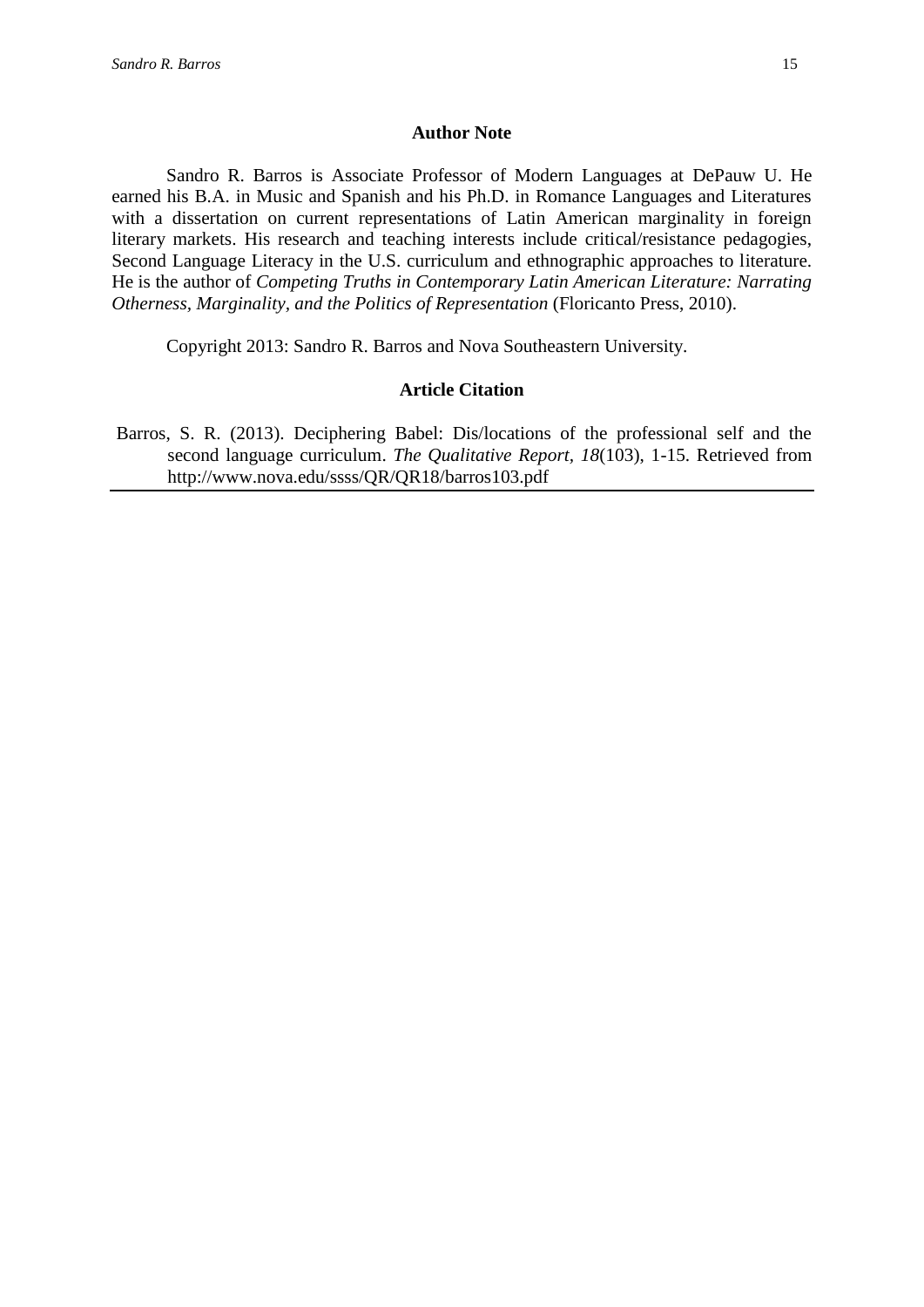## Author Note

Sandro R. Barros is Associate Professor of Modern Languages at DePauw U. He earned his B.A. in Music and Spanish and his Ph.D. in Romance Languages and Literatures with a dissertation on current representations of Latin American marginality in foreign literary markets. His research and teaching interests include critical/resistance pedagogies, Second Language Literacy in the U.S. curriculum and ethnographic approaches to literature. He is the author of *Competing Truths in Contemporary Latin American Literature: Narrating Otherness, Marginality, and the Politics of Representation* (Floricanto Press, 2010).

Copyright 2013: Sandro R. Barros and Nova Southeastern University.

## Article Citation

Barros, S. R. (2013). Deciphering Babel: Dis/locations of the professional self and the second language curriculum. *The Qualitative Report*, *18*(103), 1-15. Retrieved from http://www.nova.edu/ssss/QR/QR18/barros103.pdf